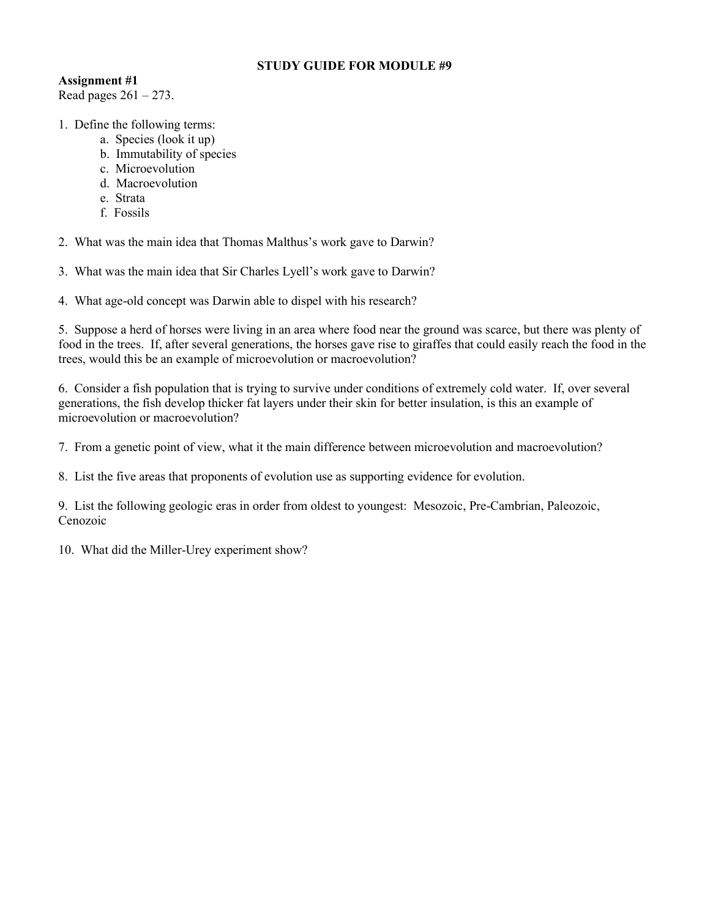# STUDY GUIDE FOR MODULE #9

**Assignment #1**
Read pages 261 – 273.

1. Define the following terms:
    a. Species (look it up)
    b. Immutability of species
    c. Microevolution
    d. Macroevolution
    e. Strata
    f. Fossils

2. What was the main idea that Thomas Malthus's work gave to Darwin?

3. What was the main idea that Sir Charles Lyell's work gave to Darwin?

4. What age-old concept was Darwin able to dispel with his research?

5. Suppose a herd of horses were living in an area where food near the ground was scarce, but there was plenty of food in the trees. If, after several generations, the horses gave rise to giraffes that could easily reach the food in the trees, would this be an example of microevolution or macroevolution?

6. Consider a fish population that is trying to survive under conditions of extremely cold water. If, over several generations, the fish develop thicker fat layers under their skin for better insulation, is this an example of microevolution or macroevolution?

7. From a genetic point of view, what it the main difference between microevolution and macroevolution?

8. List the five areas that proponents of evolution use as supporting evidence for evolution.

9. List the following geologic eras in order from oldest to youngest: Mesozoic, Pre-Cambrian, Paleozoic, Cenozoic

10. What did the Miller-Urey experiment show?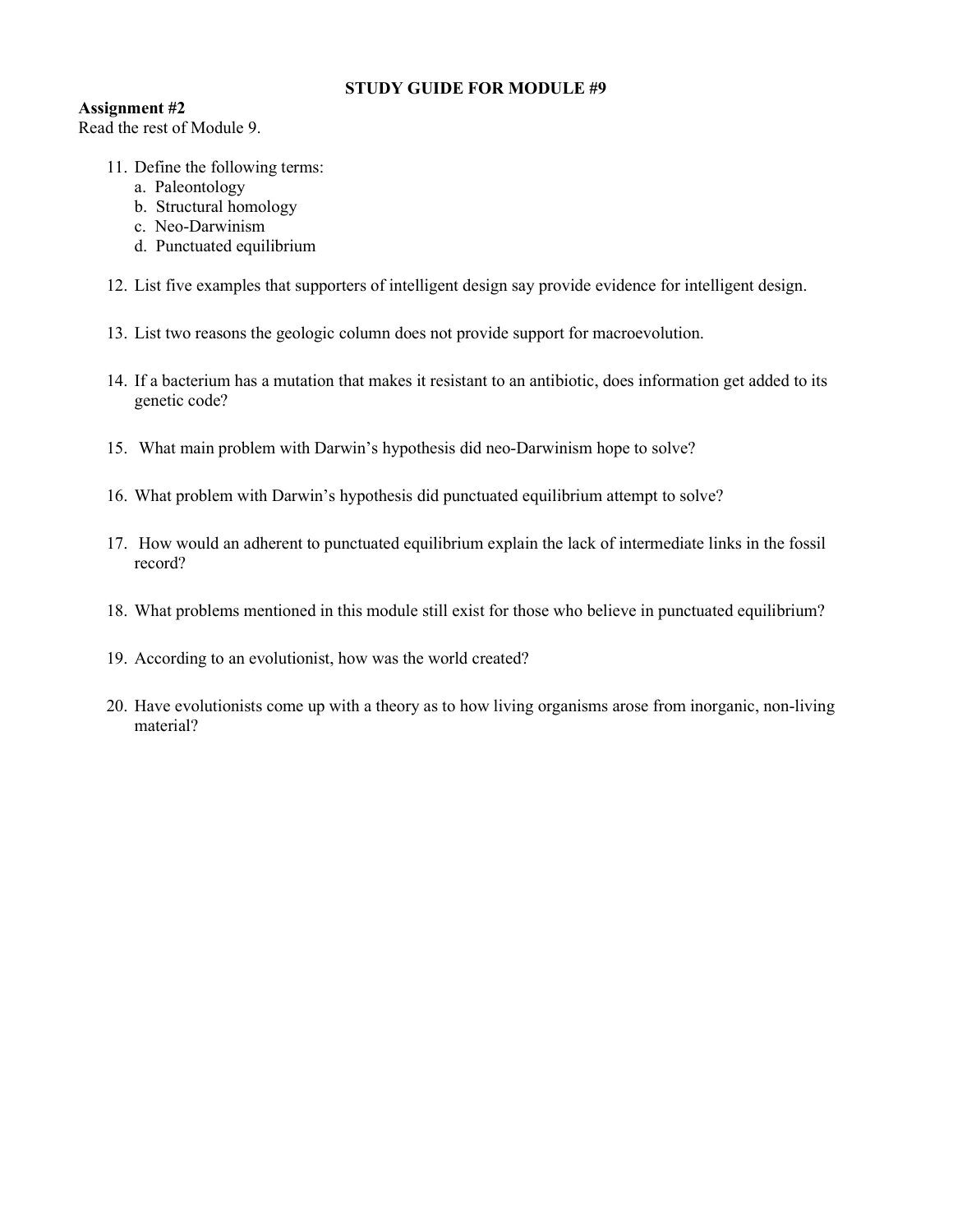# STUDY GUIDE FOR MODULE #9

**Assignment #2**
Read the rest of Module 9.

11. Define the following terms:
    a. Paleontology
    b. Structural homology
    c. Neo-Darwinism
    d. Punctuated equilibrium

12. List five examples that supporters of intelligent design say provide evidence for intelligent design.

13. List two reasons the geologic column does not provide support for macroevolution.

14. If a bacterium has a mutation that makes it resistant to an antibiotic, does information get added to its genetic code?

15. What main problem with Darwin's hypothesis did neo-Darwinism hope to solve?

16. What problem with Darwin's hypothesis did punctuated equilibrium attempt to solve?

17. How would an adherent to punctuated equilibrium explain the lack of intermediate links in the fossil record?

18. What problems mentioned in this module still exist for those who believe in punctuated equilibrium?

19. According to an evolutionist, how was the world created?

20. Have evolutionists come up with a theory as to how living organisms arose from inorganic, non-living material?